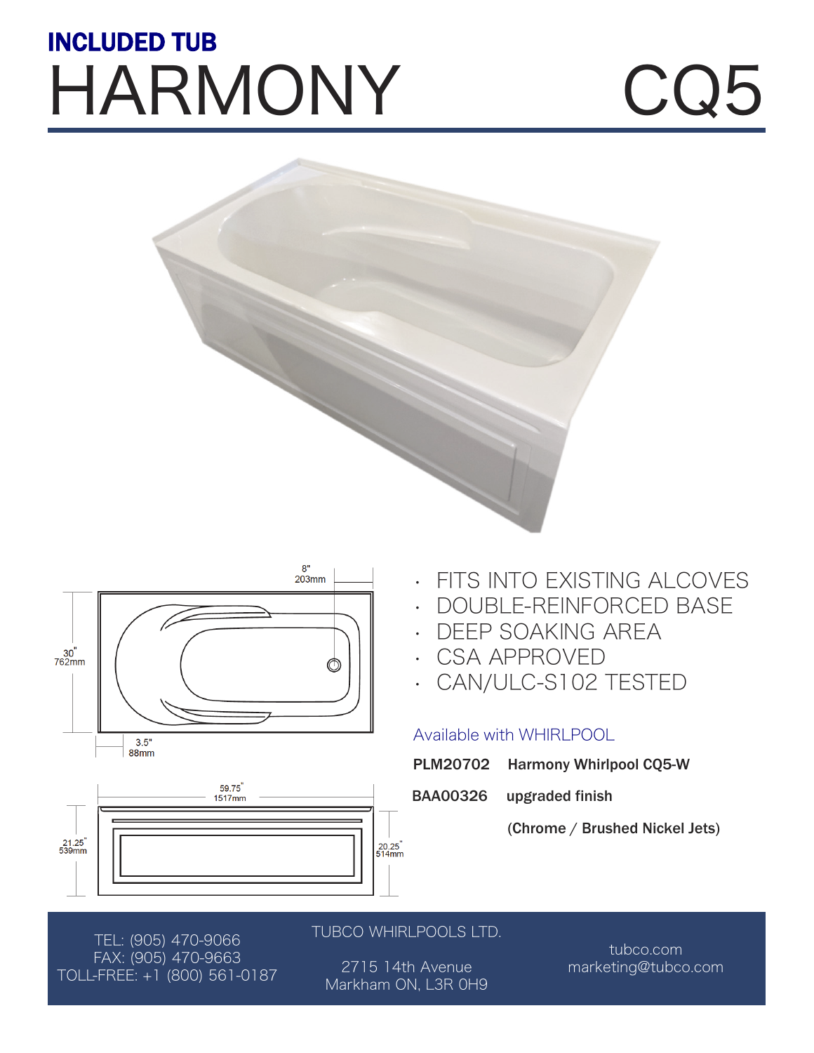**INCLUDED TUB**

# HARMONY CQ5

8"
203mm

30"
762mm

3.5"
88mm

59.75"
1517mm

21.25"
539mm

20.25"
514mm

- FITS INTO EXISTING ALCOVES
- DOUBLE-REINFORCED BASE
- DEEP SOAKING AREA
- CSA APPROVED
- CAN/ULC-S102 TESTED

Available with WHIRLPOOL

| | |
|---|---|
| **PLM20702** | **Harmony Whirlpool CQ5-W** |
| **BAA00326** | **upgraded finish** |
| | **(Chrome / Brushed Nickel Jets)** |

TEL: (905) 470-9066
FAX: (905) 470-9663
TOLL-FREE: +1 (800) 561-0187

TUBCO WHIRLPOOLS LTD.

2715 14th Avenue
Markham ON, L3R 0H9

tubco.com
marketing@tubco.com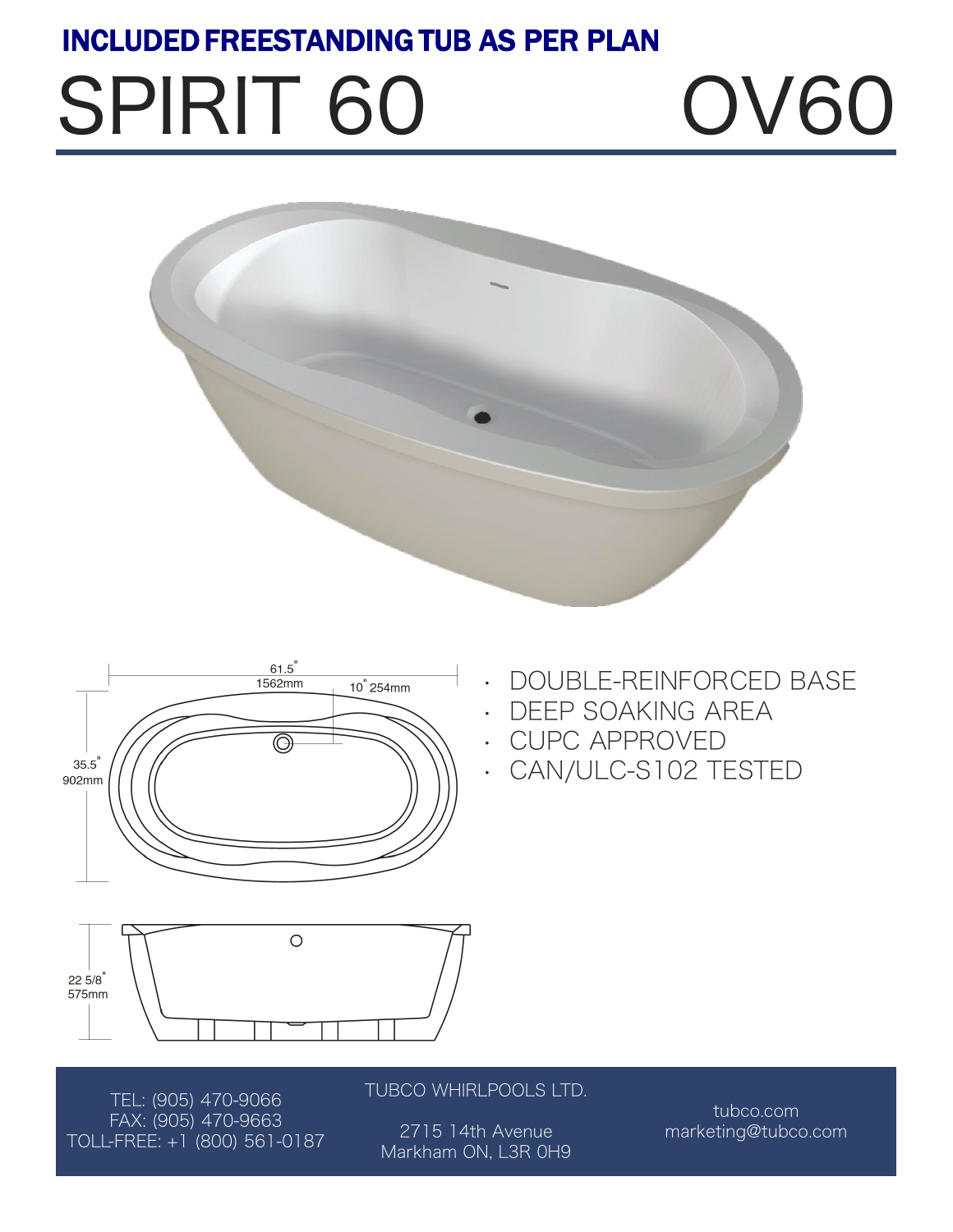## INCLUDED FREESTANDING TUB AS PER PLAN

# SPIRIT 60 OV60

61.5" 1562mm

10" 254mm

35.5" 902mm

22 5/8" 575mm

- DOUBLE-REINFORCED BASE
- DEEP SOAKING AREA
- CUPC APPROVED
- CAN/ULC-S102 TESTED

TEL: (905) 470-9066
FAX: (905) 470-9663
TOLL-FREE: +1 (800) 561-0187

TUBCO WHIRLPOOLS LTD.

2715 14th Avenue
Markham ON, L3R 0H9

tubco.com
marketing@tubco.com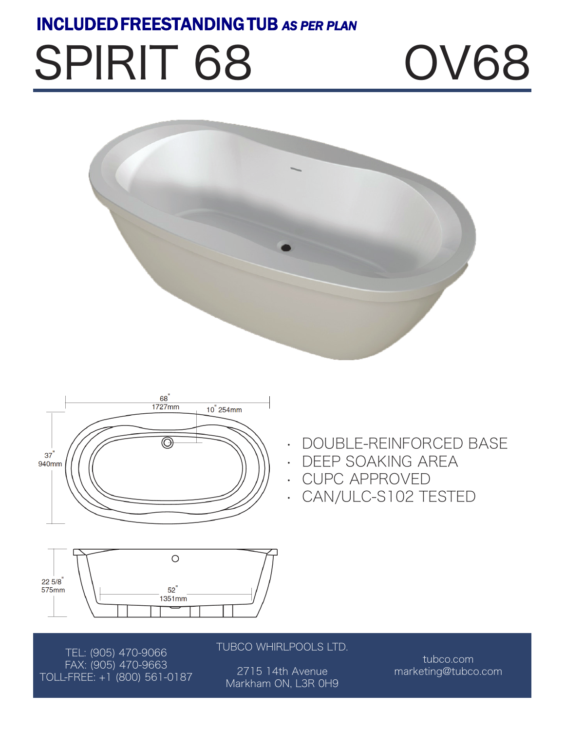**INCLUDED FREESTANDING TUB** ***AS PER PLAN***

# SPIRIT 68 OV68

68" 1727mm

10" 254mm

37" 940mm

22 5/8" 575mm

52" 1351mm

- DOUBLE-REINFORCED BASE
- DEEP SOAKING AREA
- CUPC APPROVED
- CAN/ULC-S102 TESTED

TEL: (905) 470-9066
FAX: (905) 470-9663
TOLL-FREE: +1 (800) 561-0187

TUBCO WHIRLPOOLS LTD.

2715 14th Avenue
Markham ON, L3R 0H9

tubco.com
marketing@tubco.com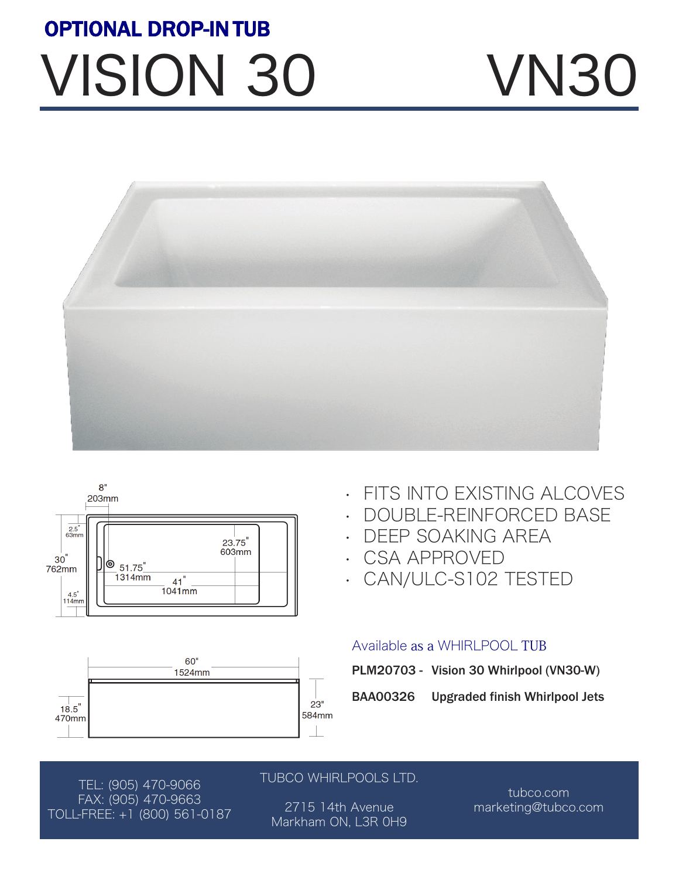**OPTIONAL DROP-IN TUB**

# VISION 30 VN30

8"
203mm

2.5"
63mm

30"
762mm

4.5"
114mm

23.75"
603mm

51.75"
1314mm

41"
1041mm

60"
1524mm

18.5"
470mm

23"
584mm

- FITS INTO EXISTING ALCOVES
- DOUBLE-REINFORCED BASE
- DEEP SOAKING AREA
- CSA APPROVED
- CAN/ULC-S102 TESTED

Available as a WHIRLPOOL TUB

**PLM20703 -** **Vision 30 Whirlpool (VN30-W)**

**BAA00326** **Upgraded finish Whirlpool Jets**

TEL: (905) 470-9066
FAX: (905) 470-9663
TOLL-FREE: +1 (800) 561-0187

TUBCO WHIRLPOOLS LTD.

2715 14th Avenue
Markham ON, L3R 0H9

tubco.com
marketing@tubco.com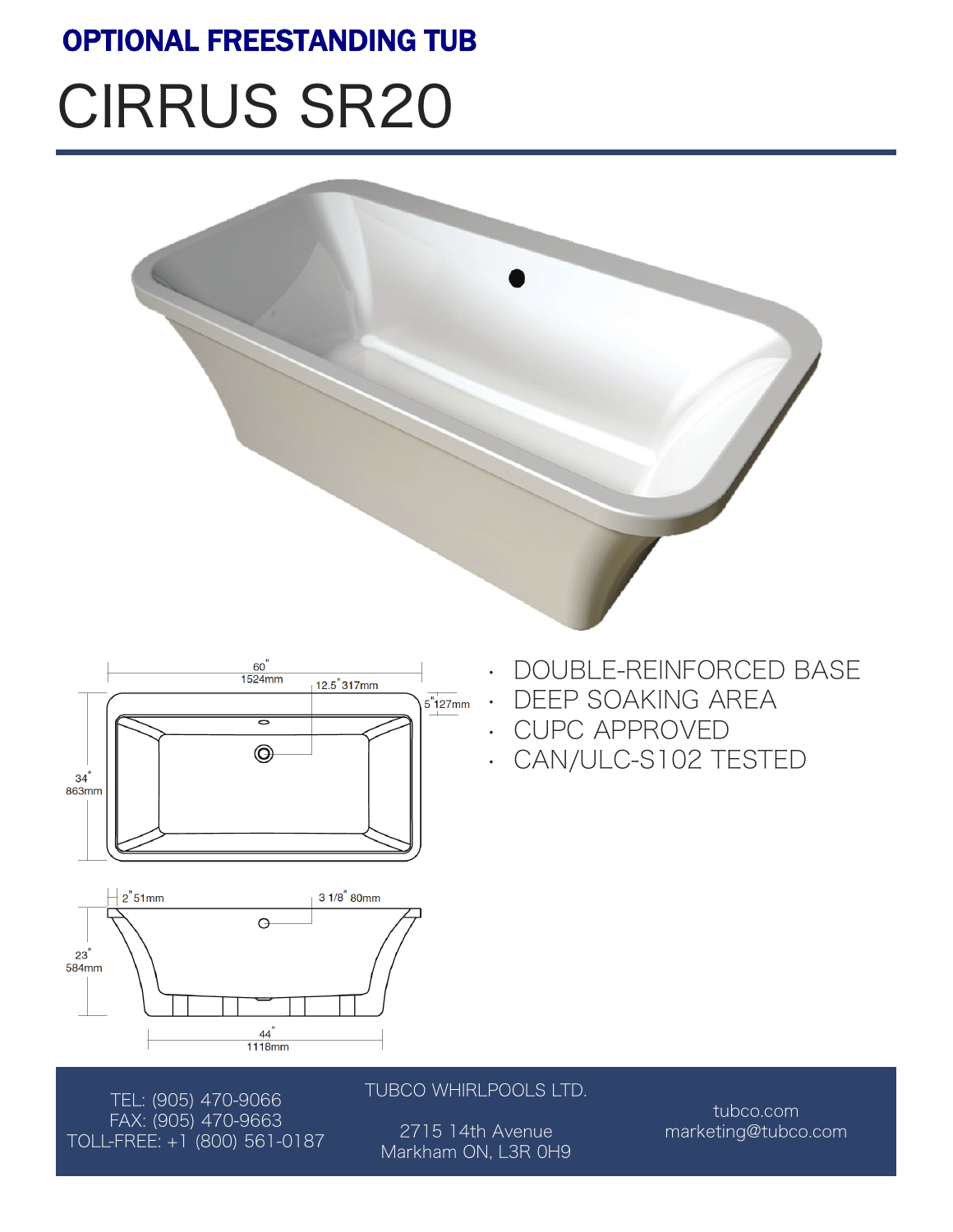## OPTIONAL FREESTANDING TUB

# CIRRUS SR20

60" 1524mm

12.5" 317mm

5" 127mm

34" 863mm

2" 51mm

3 1/8" 80mm

23" 584mm

44" 1118mm

- DOUBLE-REINFORCED BASE
- DEEP SOAKING AREA
- CUPC APPROVED
- CAN/ULC-S102 TESTED

TEL: (905) 470-9066
FAX: (905) 470-9663
TOLL-FREE: +1 (800) 561-0187

TUBCO WHIRLPOOLS LTD.

2715 14th Avenue
Markham ON, L3R 0H9

tubco.com
marketing@tubco.com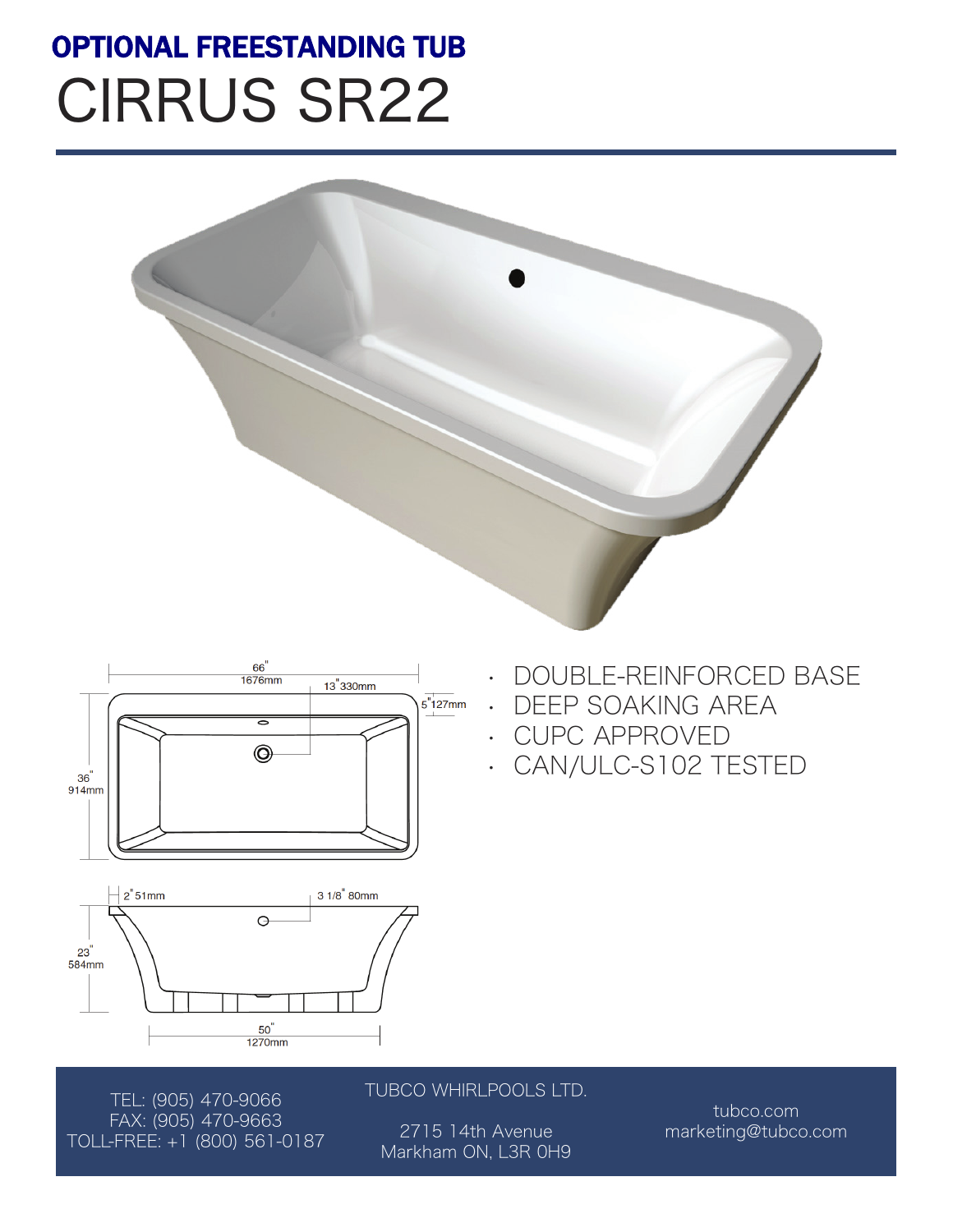## OPTIONAL FREESTANDING TUB

# CIRRUS SR22

- DOUBLE-REINFORCED BASE
- DEEP SOAKING AREA
- CUPC APPROVED
- CAN/ULC-S102 TESTED

66" 1676mm

13" 330mm

5" 127mm

36" 914mm

2" 51mm

3 1/8" 80mm

23" 584mm

50" 1270mm

TEL: (905) 470-9066
FAX: (905) 470-9663
TOLL-FREE: +1 (800) 561-0187

TUBCO WHIRLPOOLS LTD.

2715 14th Avenue
Markham ON, L3R 0H9

tubco.com
marketing@tubco.com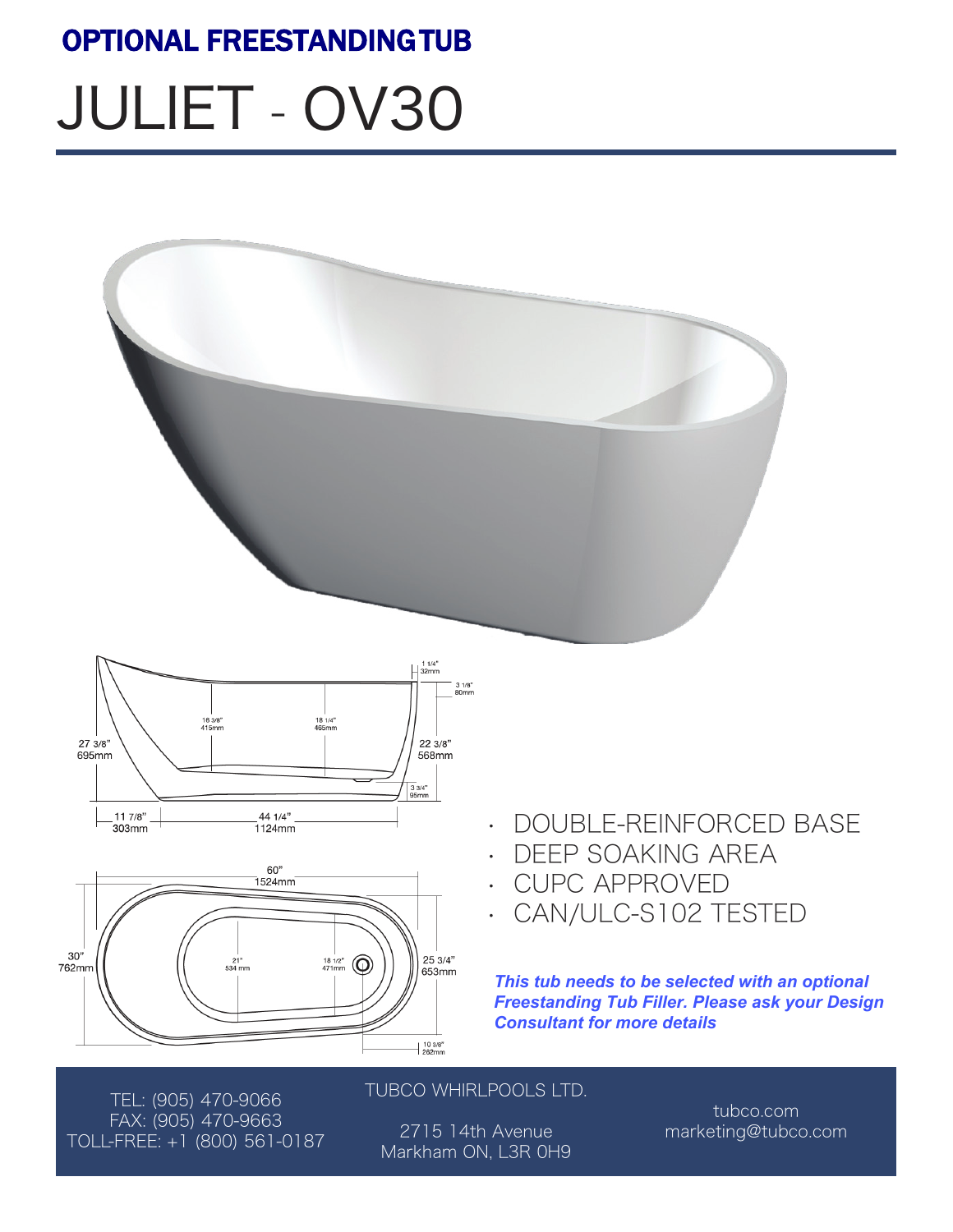## OPTIONAL FREESTANDING TUB

# JULIET - OV30

1 1/4"
32mm

3 1/8"
80mm

16 3/8"
415mm

18 1/4"
465mm

27 3/8"
695mm

22 3/8"
568mm

3 3/4"
95mm

11 7/8"
303mm

44 1/4"
1124mm

60"
1524mm

30"
762mm

21"
534 mm

18 1/2"
471mm

25 3/4"
653mm

10 3/8"
262mm

- DOUBLE-REINFORCED BASE
- DEEP SOAKING AREA
- CUPC APPROVED
- CAN/ULC-S102 TESTED

***This tub needs to be selected with an optional Freestanding Tub Filler. Please ask your Design Consultant for more details***

TEL: (905) 470-9066
FAX: (905) 470-9663
TOLL-FREE: +1 (800) 561-0187

TUBCO WHIRLPOOLS LTD.

2715 14th Avenue
Markham ON, L3R 0H9

tubco.com
marketing@tubco.com